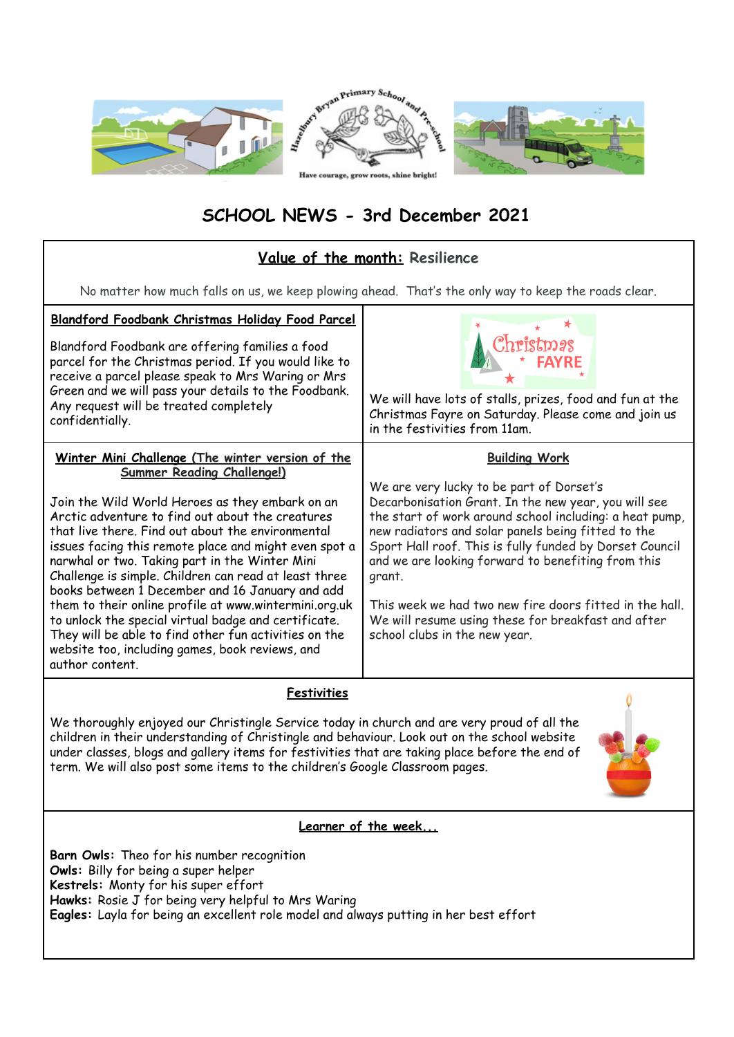Hazelbury Bryan Primary School and Pre-school

Have courage, grow roots, shine bright!

# SCHOOL NEWS - 3rd December 2021

## Value of the month: Resilience

No matter how much falls on us, we keep plowing ahead. That's the only way to keep the roads clear.

### Blandford Foodbank Christmas Holiday Food Parcel

Blandford Foodbank are offering families a food parcel for the Christmas period. If you would like to receive a parcel please speak to Mrs Waring or Mrs Green and we will pass your details to the Foodbank. Any request will be treated completely confidentially.

### Christmas FAYRE

We will have lots of stalls, prizes, food and fun at the Christmas Fayre on Saturday. Please come and join us in the festivities from 11am.

### Winter Mini Challenge (The winter version of the Summer Reading Challenge!)

Join the Wild World Heroes as they embark on an Arctic adventure to find out about the creatures that live there. Find out about the environmental issues facing this remote place and might even spot a narwhal or two. Taking part in the Winter Mini Challenge is simple. Children can read at least three books between 1 December and 16 January and add them to their online profile at www.wintermini.org.uk to unlock the special virtual badge and certificate. They will be able to find other fun activities on the website too, including games, book reviews, and author content.

### Building Work

We are very lucky to be part of Dorset's Decarbonisation Grant. In the new year, you will see the start of work around school including: a heat pump, new radiators and solar panels being fitted to the Sport Hall roof. This is fully funded by Dorset Council and we are looking forward to benefiting from this grant.

This week we had two new fire doors fitted in the hall. We will resume using these for breakfast and after school clubs in the new year.

### Festivities

We thoroughly enjoyed our Christingle Service today in church and are very proud of all the children in their understanding of Christingle and behaviour. Look out on the school website under classes, blogs and gallery items for festivities that are taking place before the end of term. We will also post some items to the children's Google Classroom pages.

### Learner of the week...

**Barn Owls:** Theo for his number recognition  
**Owls:** Billy for being a super helper  
**Kestrels:** Monty for his super effort  
**Hawks:** Rosie J for being very helpful to Mrs Waring  
**Eagles:** Layla for being an excellent role model and always putting in her best effort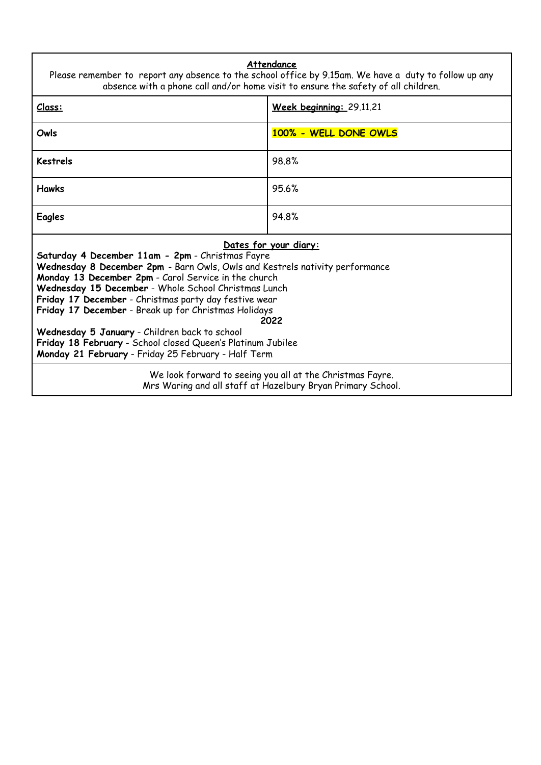## Attendance

Please remember to report any absence to the school office by 9.15am. We have a duty to follow up any absence with a phone call and/or home visit to ensure the safety of all children.

| Class: | Week beginning: 29.11.21 |
|---|---|
| Owls | **100% - WELL DONE OWLS** |
| Kestrels | 98.8% |
| Hawks | 95.6% |
| Eagles | 94.8% |

## Dates for your diary:

**Saturday 4 December 11am - 2pm** - Christmas Fayre
**Wednesday 8 December 2pm** - Barn Owls, Owls and Kestrels nativity performance
**Monday 13 December 2pm** - Carol Service in the church
**Wednesday 15 December** - Whole School Christmas Lunch
**Friday 17 December** - Christmas party day festive wear
**Friday 17 December** - Break up for Christmas Holidays

**2022**

**Wednesday 5 January** - Children back to school
**Friday 18 February** - School closed Queen's Platinum Jubilee
**Monday 21 February** - Friday 25 February - Half Term

We look forward to seeing you all at the Christmas Fayre.
Mrs Waring and all staff at Hazelbury Bryan Primary School.